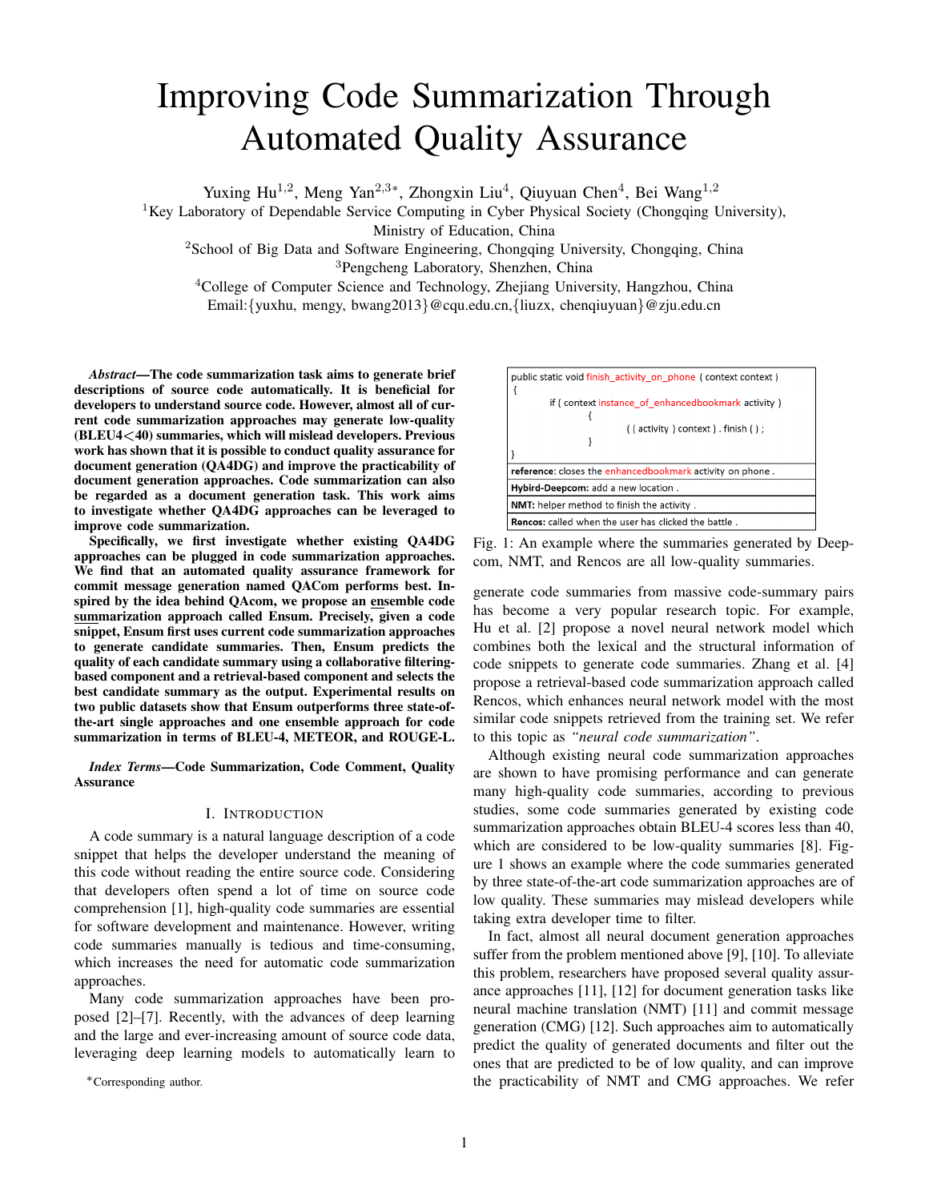# Improving Code Summarization Through Automated Quality Assurance

Yuxing Hu[1,2], Meng Yan[2,3*], Zhongxin Liu[4], Qiuyuan Chen[4], Bei Wang[1,2]

[1]Key Laboratory of Dependable Service Computing in Cyber Physical Society (Chongqing University), Ministry of Education, China

[2]School of Big Data and Software Engineering, Chongqing University, Chongqing, China

[3]Pengcheng Laboratory, Shenzhen, China

[4]College of Computer Science and Technology, Zhejiang University, Hangzhou, China

Email:{yuxhu, mengy, bwang2013}@cqu.edu.cn,{liuzx, chenqiuyuan}@zju.edu.cn

***Abstract*—The code summarization task aims to generate brief descriptions of source code automatically. It is beneficial for developers to understand source code. However, almost all of current code summarization approaches may generate low-quality (BLEU4<40) summaries, which will mislead developers. Previous work has shown that it is possible to conduct quality assurance for document generation (QA4DG) and improve the practicability of document generation approaches. Code summarization can also be regarded as a document generation task. This work aims to investigate whether QA4DG approaches can be leveraged to improve code summarization.**

**Specifically, we first investigate whether existing QA4DG approaches can be plugged in code summarization approaches. We find that an automated quality assurance framework for commit message generation named QACom performs best. Inspired by the idea behind QAcom, we propose an ensemble code summarization approach called Ensum. Precisely, given a code snippet, Ensum first uses current code summarization approaches to generate candidate summaries. Then, Ensum predicts the quality of each candidate summary using a collaborative filtering-based component and a retrieval-based component and selects the best candidate summary as the output. Experimental results on two public datasets show that Ensum outperforms three state-of-the-art single approaches and one ensemble approach for code summarization in terms of BLEU-4, METEOR, and ROUGE-L.**

***Index Terms*—Code Summarization, Code Comment, Quality Assurance**

## I. Introduction

A code summary is a natural language description of a code snippet that helps the developer understand the meaning of this code without reading the entire source code. Considering that developers often spend a lot of time on source code comprehension [1], high-quality code summaries are essential for software development and maintenance. However, writing code summaries manually is tedious and time-consuming, which increases the need for automatic code summarization approaches.

Many code summarization approaches have been proposed [2]–[7]. Recently, with the advances of deep learning and the large and ever-increasing amount of source code data, leveraging deep learning models to automatically learn to generate code summaries from massive code-summary pairs has become a very popular research topic. For example, Hu et al. [2] propose a novel neural network model which combines both the lexical and the structural information of code snippets to generate code summaries. Zhang et al. [4] propose a retrieval-based code summarization approach called Rencos, which enhances neural network model with the most similar code snippets retrieved from the training set. We refer to this topic as *"neural code summarization"*.

```
public static void finish_activity_on_phone ( context context )
{
        if ( context instance_of_enhancedbookmark activity )
            {
                    ( ( activity ) context ) . finish ( ) ;
            }
}
```

| |
|---|
| **reference:** closes the enhancedbookmark activity on phone . |
| **Hybird-Deepcom:** add a new location . |
| **NMT:** helper method to finish the activity . |
| **Rencos:** called when the user has clicked the battle . |

Fig. 1: An example where the summaries generated by Deepcom, NMT, and Rencos are all low-quality summaries.

Although existing neural code summarization approaches are shown to have promising performance and can generate many high-quality code summaries, according to previous studies, some code summaries generated by existing code summarization approaches obtain BLEU-4 scores less than 40, which are considered to be low-quality summaries [8]. Figure 1 shows an example where the code summaries generated by three state-of-the-art code summarization approaches are of low quality. These summaries may mislead developers while taking extra developer time to filter.

In fact, almost all neural document generation approaches suffer from the problem mentioned above [9], [10]. To alleviate this problem, researchers have proposed several quality assurance approaches [11], [12] for document generation tasks like neural machine translation (NMT) [11] and commit message generation (CMG) [12]. Such approaches aim to automatically predict the quality of generated documents and filter out the ones that are predicted to be of low quality, and can improve the practicability of NMT and CMG approaches. We refer

*Corresponding author.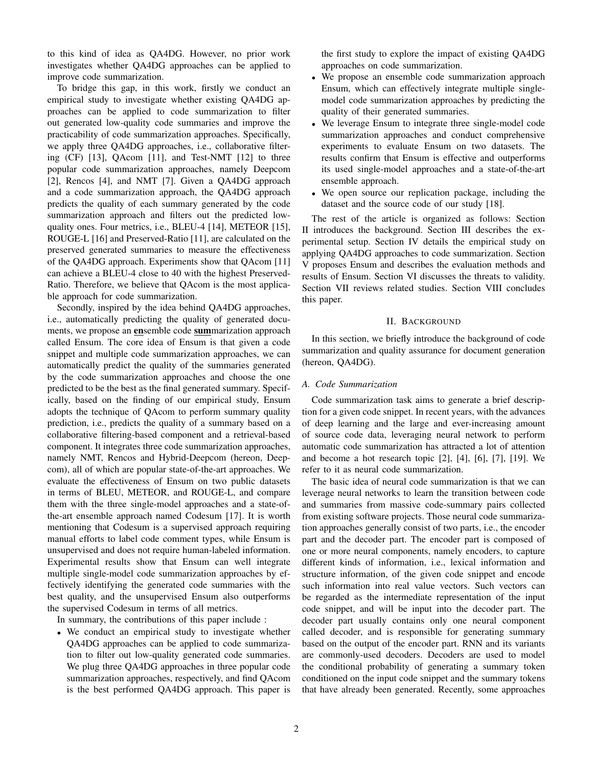to this kind of idea as QA4DG. However, no prior work investigates whether QA4DG approaches can be applied to improve code summarization.

To bridge this gap, in this work, firstly we conduct an empirical study to investigate whether existing QA4DG approaches can be applied to code summarization to filter out generated low-quality code summaries and improve the practicability of code summarization approaches. Specifically, we apply three QA4DG approaches, i.e., collaborative filtering (CF) [13], QAcom [11], and Test-NMT [12] to three popular code summarization approaches, namely Deepcom [2], Rencos [4], and NMT [7]. Given a QA4DG approach and a code summarization approach, the QA4DG approach predicts the quality of each summary generated by the code summarization approach and filters out the predicted low-quality ones. Four metrics, i.e., BLEU-4 [14], METEOR [15], ROUGE-L [16] and Preserved-Ratio [11], are calculated on the preserved generated summaries to measure the effectiveness of the QA4DG approach. Experiments show that QAcom [11] can achieve a BLEU-4 close to 40 with the highest Preserved-Ratio. Therefore, we believe that QAcom is the most applicable approach for code summarization.

Secondly, inspired by the idea behind QA4DG approaches, i.e., automatically predicting the quality of generated documents, we propose an **en**semble code **sum**marization approach called Ensum. The core idea of Ensum is that given a code snippet and multiple code summarization approaches, we can automatically predict the quality of the summaries generated by the code summarization approaches and choose the one predicted to be the best as the final generated summary. Specifically, based on the finding of our empirical study, Ensum adopts the technique of QAcom to perform summary quality prediction, i.e., predicts the quality of a summary based on a collaborative filtering-based component and a retrieval-based component. It integrates three code summarization approaches, namely NMT, Rencos and Hybrid-Deepcom (hereon, Deepcom), all of which are popular state-of-the-art approaches. We evaluate the effectiveness of Ensum on two public datasets in terms of BLEU, METEOR, and ROUGE-L, and compare them with the three single-model approaches and a state-of-the-art ensemble approach named Codesum [17]. It is worth mentioning that Codesum is a supervised approach requiring manual efforts to label code comment types, while Ensum is unsupervised and does not require human-labeled information. Experimental results show that Ensum can well integrate multiple single-model code summarization approaches by effectively identifying the generated code summaries with the best quality, and the unsupervised Ensum also outperforms the supervised Codesum in terms of all metrics.

In summary, the contributions of this paper include :

- We conduct an empirical study to investigate whether QA4DG approaches can be applied to code summarization to filter out low-quality generated code summaries. We plug three QA4DG approaches in three popular code summarization approaches, respectively, and find QAcom is the best performed QA4DG approach. This paper is the first study to explore the impact of existing QA4DG approaches on code summarization.
- We propose an ensemble code summarization approach Ensum, which can effectively integrate multiple single-model code summarization approaches by predicting the quality of their generated summaries.
- We leverage Ensum to integrate three single-model code summarization approaches and conduct comprehensive experiments to evaluate Ensum on two datasets. The results confirm that Ensum is effective and outperforms its used single-model approaches and a state-of-the-art ensemble approach.
- We open source our replication package, including the dataset and the source code of our study [18].

The rest of the article is organized as follows: Section II introduces the background. Section III describes the experimental setup. Section IV details the empirical study on applying QA4DG approaches to code summarization. Section V proposes Ensum and describes the evaluation methods and results of Ensum. Section VI discusses the threats to validity. Section VII reviews related studies. Section VIII concludes this paper.

## II. Background

In this section, we briefly introduce the background of code summarization and quality assurance for document generation (hereon, QA4DG).

### A. Code Summarization

Code summarization task aims to generate a brief description for a given code snippet. In recent years, with the advances of deep learning and the large and ever-increasing amount of source code data, leveraging neural network to perform automatic code summarization has attracted a lot of attention and become a hot research topic [2], [4], [6], [7], [19]. We refer to it as neural code summarization.

The basic idea of neural code summarization is that we can leverage neural networks to learn the transition between code and summaries from massive code-summary pairs collected from existing software projects. Those neural code summarization approaches generally consist of two parts, i.e., the encoder part and the decoder part. The encoder part is composed of one or more neural components, namely encoders, to capture different kinds of information, i.e., lexical information and structure information, of the given code snippet and encode such information into real value vectors. Such vectors can be regarded as the intermediate representation of the input code snippet, and will be input into the decoder part. The decoder part usually contains only one neural component called decoder, and is responsible for generating summary based on the output of the encoder part. RNN and its variants are commonly-used decoders. Decoders are used to model the conditional probability of generating a summary token conditioned on the input code snippet and the summary tokens that have already been generated. Recently, some approaches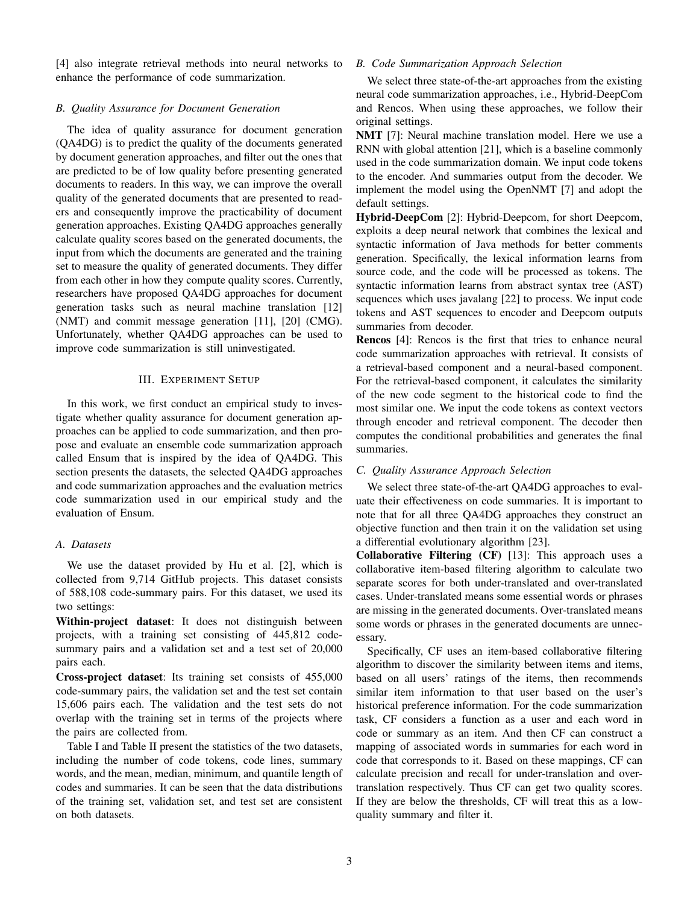[4] also integrate retrieval methods into neural networks to enhance the performance of code summarization.

### B. Quality Assurance for Document Generation

The idea of quality assurance for document generation (QA4DG) is to predict the quality of the documents generated by document generation approaches, and filter out the ones that are predicted to be of low quality before presenting generated documents to readers. In this way, we can improve the overall quality of the generated documents that are presented to readers and consequently improve the practicability of document generation approaches. Existing QA4DG approaches generally calculate quality scores based on the generated documents, the input from which the documents are generated and the training set to measure the quality of generated documents. They differ from each other in how they compute quality scores. Currently, researchers have proposed QA4DG approaches for document generation tasks such as neural machine translation [12] (NMT) and commit message generation [11], [20] (CMG). Unfortunately, whether QA4DG approaches can be used to improve code summarization is still uninvestigated.

## III. Experiment Setup

In this work, we first conduct an empirical study to investigate whether quality assurance for document generation approaches can be applied to code summarization, and then propose and evaluate an ensemble code summarization approach called Ensum that is inspired by the idea of QA4DG. This section presents the datasets, the selected QA4DG approaches and code summarization approaches and the evaluation metrics code summarization used in our empirical study and the evaluation of Ensum.

### A. Datasets

We use the dataset provided by Hu et al. [2], which is collected from 9,714 GitHub projects. This dataset consists of 588,108 code-summary pairs. For this dataset, we used its two settings:

**Within-project dataset**: It does not distinguish between projects, with a training set consisting of 445,812 code-summary pairs and a validation set and a test set of 20,000 pairs each.

**Cross-project dataset**: Its training set consists of 455,000 code-summary pairs, the validation set and the test set contain 15,606 pairs each. The validation and the test sets do not overlap with the training set in terms of the projects where the pairs are collected from.

Table I and Table II present the statistics of the two datasets, including the number of code tokens, code lines, summary words, and the mean, median, minimum, and quantile length of codes and summaries. It can be seen that the data distributions of the training set, validation set, and test set are consistent on both datasets.

### B. Code Summarization Approach Selection

We select three state-of-the-art approaches from the existing neural code summarization approaches, i.e., Hybrid-DeepCom and Rencos. When using these approaches, we follow their original settings.

**NMT** [7]: Neural machine translation model. Here we use a RNN with global attention [21], which is a baseline commonly used in the code summarization domain. We input code tokens to the encoder. And summaries output from the decoder. We implement the model using the OpenNMT [7] and adopt the default settings.

**Hybrid-DeepCom** [2]: Hybrid-Deepcom, for short Deepcom, exploits a deep neural network that combines the lexical and syntactic information of Java methods for better comments generation. Specifically, the lexical information learns from source code, and the code will be processed as tokens. The syntactic information learns from abstract syntax tree (AST) sequences which uses javalang [22] to process. We input code tokens and AST sequences to encoder and Deepcom outputs summaries from decoder.

**Rencos** [4]: Rencos is the first that tries to enhance neural code summarization approaches with retrieval. It consists of a retrieval-based component and a neural-based component. For the retrieval-based component, it calculates the similarity of the new code segment to the historical code to find the most similar one. We input the code tokens as context vectors through encoder and retrieval component. The decoder then computes the conditional probabilities and generates the final summaries.

### C. Quality Assurance Approach Selection

We select three state-of-the-art QA4DG approaches to evaluate their effectiveness on code summaries. It is important to note that for all three QA4DG approaches they construct an objective function and then train it on the validation set using a differential evolutionary algorithm [23].

**Collaborative Filtering (CF)** [13]: This approach uses a collaborative item-based filtering algorithm to calculate two separate scores for both under-translated and over-translated cases. Under-translated means some essential words or phrases are missing in the generated documents. Over-translated means some words or phrases in the generated documents are unnecessary.

Specifically, CF uses an item-based collaborative filtering algorithm to discover the similarity between items and items, based on all users' ratings of the items, then recommends similar item information to that user based on the user's historical preference information. For the code summarization task, CF considers a function as a user and each word in code or summary as an item. And then CF can construct a mapping of associated words in summaries for each word in code that corresponds to it. Based on these mappings, CF can calculate precision and recall for under-translation and over-translation respectively. Thus CF can get two quality scores. If they are below the thresholds, CF will treat this as a low-quality summary and filter it.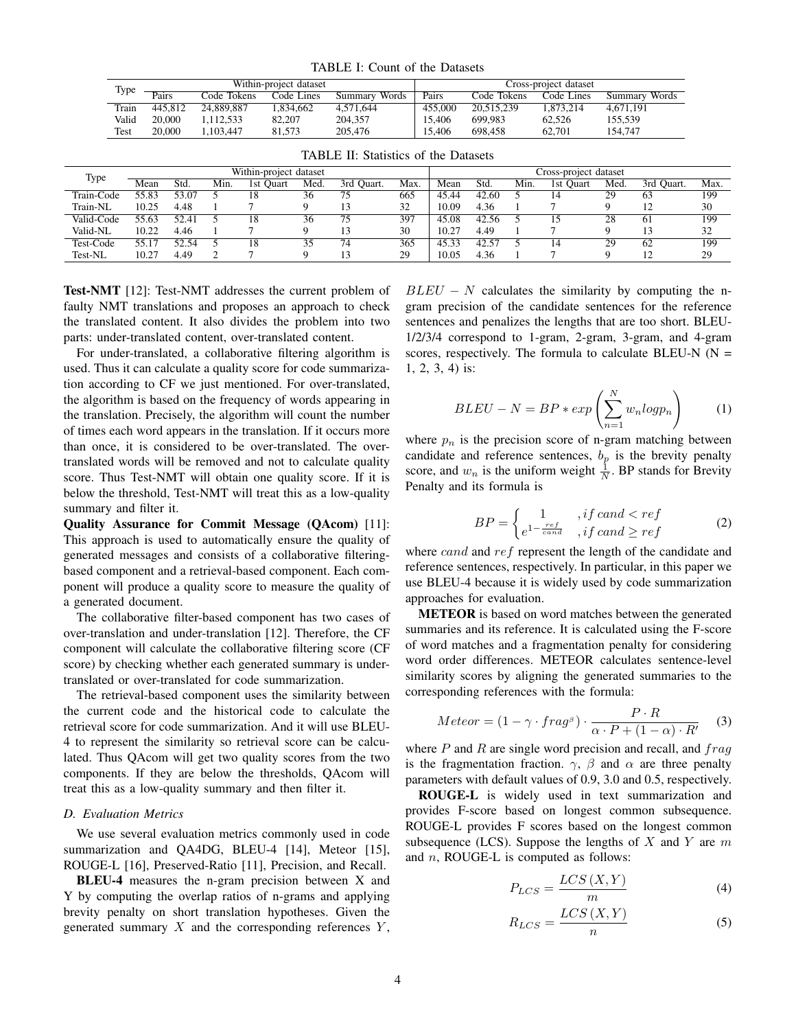TABLE I: Count of the Datasets

| Type | Within-project dataset | | | | Cross-project dataset | | | |
|---|---|---|---|---|---|---|---|---|
| | Pairs | Code Tokens | Code Lines | Summary Words | Pairs | Code Tokens | Code Lines | Summary Words |
| Train | 445,812 | 24,889,887 | 1,834,662 | 4,571,644 | 455,000 | 20,515,239 | 1,873,214 | 4,671,191 |
| Valid | 20,000 | 1,112,533 | 82,207 | 204,357 | 15,406 | 699,983 | 62,526 | 155,539 |
| Test | 20,000 | 1,103,447 | 81,573 | 205,476 | 15,406 | 698,458 | 62,701 | 154,747 |

TABLE II: Statistics of the Datasets

| Type | Within-project dataset | | | | | | | Cross-project dataset | | | | | | |
|---|---|---|---|---|---|---|---|---|---|---|---|---|---|---|
| | Mean | Std. | Min. | 1st Quart | Med. | 3rd Quart. | Max. | Mean | Std. | Min. | 1st Quart | Med. | 3rd Quart. | Max. |
| Train-Code | 55.83 | 53.07 | 5 | 18 | 36 | 75 | 665 | 45.44 | 42.60 | 5 | 14 | 29 | 63 | 199 |
| Train-NL | 10.25 | 4.48 | 1 | 7 | 9 | 13 | 32 | 10.09 | 4.36 | 1 | 7 | 9 | 12 | 30 |
| Valid-Code | 55.63 | 52.41 | 5 | 18 | 36 | 75 | 397 | 45.08 | 42.56 | 5 | 15 | 28 | 61 | 199 |
| Valid-NL | 10.22 | 4.46 | 1 | 7 | 9 | 13 | 30 | 10.27 | 4.49 | 1 | 7 | 9 | 13 | 32 |
| Test-Code | 55.17 | 52.54 | 5 | 18 | 35 | 74 | 365 | 45.33 | 42.57 | 5 | 14 | 29 | 62 | 199 |
| Test-NL | 10.27 | 4.49 | 2 | 7 | 9 | 13 | 29 | 10.05 | 4.36 | 1 | 7 | 9 | 12 | 29 |

**Test-NMT** [12]: Test-NMT addresses the current problem of faulty NMT translations and proposes an approach to check the translated content. It also divides the problem into two parts: under-translated content, over-translated content.

For under-translated, a collaborative filtering algorithm is used. Thus it can calculate a quality score for code summarization according to CF we just mentioned. For over-translated, the algorithm is based on the frequency of words appearing in the translation. Precisely, the algorithm will count the number of times each word appears in the translation. If it occurs more than once, it is considered to be over-translated. The over-translated words will be removed and not to calculate quality score. Thus Test-NMT will obtain one quality score. If it is below the threshold, Test-NMT will treat this as a low-quality summary and filter it.

**Quality Assurance for Commit Message (QAcom)** [11]: This approach is used to automatically ensure the quality of generated messages and consists of a collaborative filtering-based component and a retrieval-based component. Each component will produce a quality score to measure the quality of a generated document.

The collaborative filter-based component has two cases of over-translation and under-translation [12]. Therefore, the CF component will calculate the collaborative filtering score (CF score) by checking whether each generated summary is under-translated or over-translated for code summarization.

The retrieval-based component uses the similarity between the current code and the historical code to calculate the retrieval score for code summarization. And it will use BLEU-4 to represent the similarity so retrieval score can be calculated. Thus QAcom will get two quality scores from the two components. If they are below the thresholds, QAcom will treat this as a low-quality summary and then filter it.

### D. Evaluation Metrics

We use several evaluation metrics commonly used in code summarization and QA4DG, BLEU-4 [14], Meteor [15], ROUGE-L [16], Preserved-Ratio [11], Precision, and Recall.

**BLEU-4** measures the n-gram precision between X and Y by computing the overlap ratios of n-grams and applying brevity penalty on short translation hypotheses. Given the generated summary $X$ and the corresponding references $Y$, $BLEU - N$ calculates the similarity by computing the n-gram precision of the candidate sentences for the reference sentences and penalizes the lengths that are too short. BLEU-1/2/3/4 correspond to 1-gram, 2-gram, 3-gram, and 4-gram scores, respectively. The formula to calculate BLEU-N (N = 1, 2, 3, 4) is:

$$BLEU - N = BP * exp\left(\sum_{n=1}^{N} w_n log p_n\right) \tag{1}$$

where $p_n$ is the precision score of n-gram matching between candidate and reference sentences, $b_p$ is the brevity penalty score, and $w_n$ is the uniform weight $\frac{1}{N}$. BP stands for Brevity Penalty and its formula is

$$BP = \begin{cases} 1 & , if\ cand < ref \\ e^{1-\frac{ref}{cand}} & , if\ cand \geq ref \end{cases} \tag{2}$$

where $cand$ and $ref$ represent the length of the candidate and reference sentences, respectively. In particular, in this paper we use BLEU-4 because it is widely used by code summarization approaches for evaluation.

**METEOR** is based on word matches between the generated summaries and its reference. It is calculated using the F-score of word matches and a fragmentation penalty for considering word order differences. METEOR calculates sentence-level similarity scores by aligning the generated summaries to the corresponding references with the formula:

$$Meteor = (1 - \gamma \cdot frag^{\beta}) \cdot \frac{P \cdot R}{\alpha \cdot P + (1 - \alpha) \cdot R'} \tag{3}$$

where $P$ and $R$ are single word precision and recall, and $frag$ is the fragmentation fraction. $\gamma$, $\beta$ and $\alpha$ are three penalty parameters with default values of 0.9, 3.0 and 0.5, respectively.

**ROUGE-L** is widely used in text summarization and provides F-score based on longest common subsequence. ROUGE-L provides F scores based on the longest common subsequence (LCS). Suppose the lengths of $X$ and $Y$ are $m$ and $n$, ROUGE-L is computed as follows:

$$P_{LCS} = \frac{LCS\left(X, Y\right)}{m} \tag{4}$$

$$R_{LCS} = \frac{LCS\left(X, Y\right)}{n} \tag{5}$$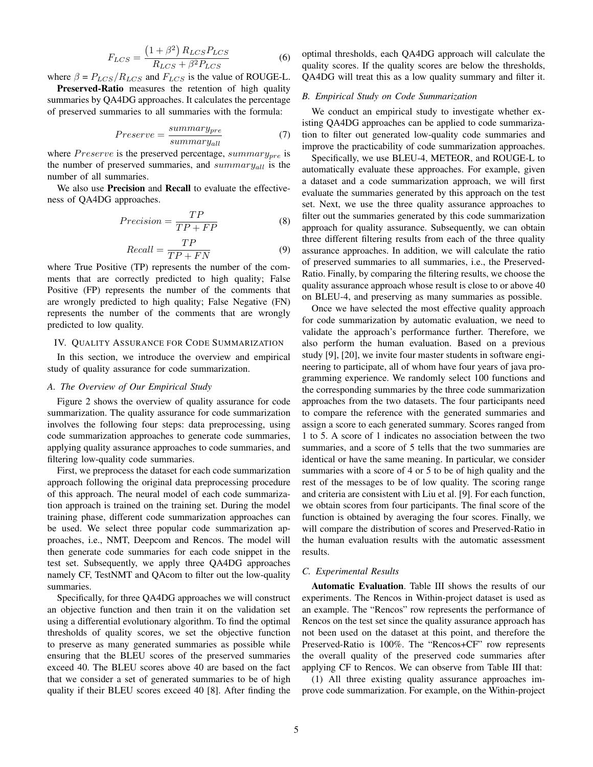$$F_{LCS} = \frac{\left(1+\beta^2\right) R_{LCS} P_{LCS}}{R_{LCS} + \beta^2 P_{LCS}} \tag{6}$$

where $\beta = P_{LCS}/R_{LCS}$ and $F_{LCS}$ is the value of ROUGE-L.

**Preserved-Ratio** measures the retention of high quality summaries by QA4DG approaches. It calculates the percentage of preserved summaries to all summaries with the formula:

$$Preserve = \frac{summary_{pre}}{summary_{all}} \tag{7}$$

where $Preserve$ is the preserved percentage, $summary_{pre}$ is the number of preserved summaries, and $summary_{all}$ is the number of all summaries.

We also use **Precision** and **Recall** to evaluate the effectiveness of QA4DG approaches.

$$Precision = \frac{TP}{TP + FP} \tag{8}$$

$$Recall = \frac{TP}{TP + FN} \tag{9}$$

where True Positive (TP) represents the number of the comments that are correctly predicted to high quality; False Positive (FP) represents the number of the comments that are wrongly predicted to high quality; False Negative (FN) represents the number of the comments that are wrongly predicted to low quality.

## IV. Quality Assurance for Code Summarization

In this section, we introduce the overview and empirical study of quality assurance for code summarization.

### A. The Overview of Our Empirical Study

Figure 2 shows the overview of quality assurance for code summarization. The quality assurance for code summarization involves the following four steps: data preprocessing, using code summarization approaches to generate code summaries, applying quality assurance approaches to code summaries, and filtering low-quality code summaries.

First, we preprocess the dataset for each code summarization approach following the original data preprocessing procedure of this approach. The neural model of each code summarization approach is trained on the training set. During the model training phase, different code summarization approaches can be used. We select three popular code summarization approaches, i.e., NMT, Deepcom and Rencos. The model will then generate code summaries for each code snippet in the test set. Subsequently, we apply three QA4DG approaches namely CF, TestNMT and QAcom to filter out the low-quality summaries.

Specifically, for three QA4DG approaches we will construct an objective function and then train it on the validation set using a differential evolutionary algorithm. To find the optimal thresholds of quality scores, we set the objective function to preserve as many generated summaries as possible while ensuring that the BLEU scores of the preserved summaries exceed 40. The BLEU scores above 40 are based on the fact that we consider a set of generated summaries to be of high quality if their BLEU scores exceed 40 [8]. After finding the optimal thresholds, each QA4DG approach will calculate the quality scores. If the quality scores are below the thresholds, QA4DG will treat this as a low quality summary and filter it.

### B. Empirical Study on Code Summarization

We conduct an empirical study to investigate whether existing QA4DG approaches can be applied to code summarization to filter out generated low-quality code summaries and improve the practicability of code summarization approaches.

Specifically, we use BLEU-4, METEOR, and ROUGE-L to automatically evaluate these approaches. For example, given a dataset and a code summarization approach, we will first evaluate the summaries generated by this approach on the test set. Next, we use the three quality assurance approaches to filter out the summaries generated by this code summarization approach for quality assurance. Subsequently, we can obtain three different filtering results from each of the three quality assurance approaches. In addition, we will calculate the ratio of preserved summaries to all summaries, i.e., the Preserved-Ratio. Finally, by comparing the filtering results, we choose the quality assurance approach whose result is close to or above 40 on BLEU-4, and preserving as many summaries as possible.

Once we have selected the most effective quality approach for code summarization by automatic evaluation, we need to validate the approach's performance further. Therefore, we also perform the human evaluation. Based on a previous study [9], [20], we invite four master students in software engineering to participate, all of whom have four years of java programming experience. We randomly select 100 functions and the corresponding summaries by the three code summarization approaches from the two datasets. The four participants need to compare the reference with the generated summaries and assign a score to each generated summary. Scores ranged from 1 to 5. A score of 1 indicates no association between the two summaries, and a score of 5 tells that the two summaries are identical or have the same meaning. In particular, we consider summaries with a score of 4 or 5 to be of high quality and the rest of the messages to be of low quality. The scoring range and criteria are consistent with Liu et al. [9]. For each function, we obtain scores from four participants. The final score of the function is obtained by averaging the four scores. Finally, we will compare the distribution of scores and Preserved-Ratio in the human evaluation results with the automatic assessment results.

### C. Experimental Results

**Automatic Evaluation**. Table III shows the results of our experiments. The Rencos in Within-project dataset is used as an example. The "Rencos" row represents the performance of Rencos on the test set since the quality assurance approach has not been used on the dataset at this point, and therefore the Preserved-Ratio is 100%. The "Rencos+CF" row represents the overall quality of the preserved code summaries after applying CF to Rencos. We can observe from Table III that:

(1) All three existing quality assurance approaches improve code summarization. For example, on the Within-project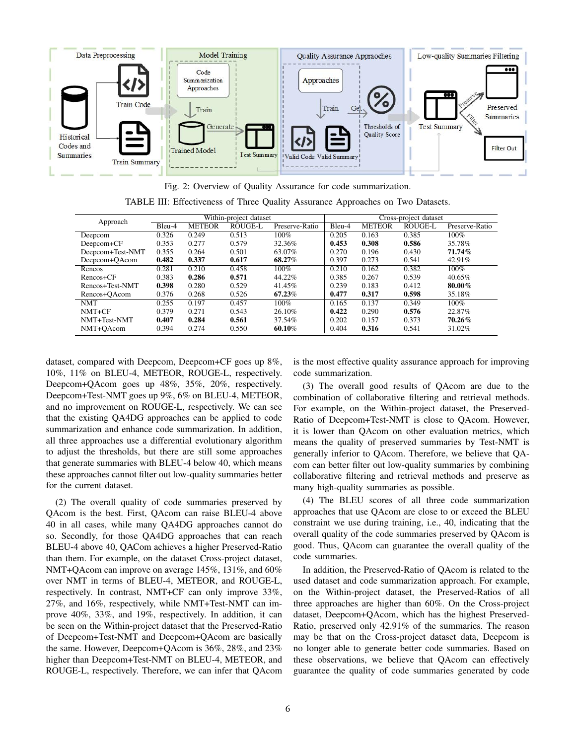Fig. 2: Overview of Quality Assurance for code summarization.

TABLE III: Effectiveness of Three Quality Assurance Approaches on Two Datasets.

| Approach | Within-project dataset | | | | Cross-project dataset | | | |
|---|---|---|---|---|---|---|---|---|
| | Bleu-4 | METEOR | ROUGE-L | Preserve-Ratio | Bleu-4 | METEOR | ROUGE-L | Preserve-Ratio |
| Deepcom | 0.326 | 0.249 | 0.513 | 100% | 0.205 | 0.163 | 0.385 | 100% |
| Deepcom+CF | 0.353 | 0.277 | 0.579 | 32.36% | **0.453** | **0.308** | **0.586** | 35.78% |
| Deepcom+Test-NMT | 0.355 | 0.264 | 0.501 | 63.07% | 0.270 | 0.196 | 0.430 | **71.74%** |
| Deepcom+QAcom | **0.482** | **0.337** | **0.617** | **68.27%** | 0.397 | 0.273 | 0.541 | 42.91% |
| Rencos | 0.281 | 0.210 | 0.458 | 100% | 0.210 | 0.162 | 0.382 | 100% |
| Rencos+CF | 0.383 | **0.286** | **0.571** | 44.22% | 0.385 | 0.267 | 0.539 | 40.65% |
| Rencos+Test-NMT | **0.398** | 0.280 | 0.529 | 41.45% | 0.239 | 0.183 | 0.412 | **80.00%** |
| Rencos+QAcom | 0.376 | 0.268 | 0.526 | **67.23%** | **0.477** | **0.317** | **0.598** | 35.18% |
| NMT | 0.255 | 0.197 | 0.457 | 100% | 0.165 | 0.137 | 0.349 | 100% |
| NMT+CF | 0.379 | 0.271 | 0.543 | 26.10% | **0.422** | 0.290 | **0.576** | 22.87% |
| NMT+Test-NMT | **0.407** | **0.284** | **0.561** | 37.54% | 0.202 | 0.157 | 0.373 | **70.26%** |
| NMT+QAcom | 0.394 | 0.274 | 0.550 | **60.10%** | 0.404 | **0.316** | 0.541 | 31.02% |

dataset, compared with Deepcom, Deepcom+CF goes up 8%, 10%, 11% on BLEU-4, METEOR, ROUGE-L, respectively. Deepcom+QAcom goes up 48%, 35%, 20%, respectively. Deepcom+Test-NMT goes up 9%, 6% on BLEU-4, METEOR, and no improvement on ROUGE-L, respectively. We can see that the existing QA4DG approaches can be applied to code summarization and enhance code summarization. In addition, all three approaches use a differential evolutionary algorithm to adjust the thresholds, but there are still some approaches that generate summaries with BLEU-4 below 40, which means these approaches cannot filter out low-quality summaries better for the current dataset.

(2) The overall quality of code summaries preserved by QAcom is the best. First, QAcom can raise BLEU-4 above 40 in all cases, while many QA4DG approaches cannot do so. Secondly, for those QA4DG approaches that can reach BLEU-4 above 40, QACom achieves a higher Preserved-Ratio than them. For example, on the dataset Cross-project dataset, NMT+QAcom can improve on average 145%, 131%, and 60% over NMT in terms of BLEU-4, METEOR, and ROUGE-L, respectively. In contrast, NMT+CF can only improve 33%, 27%, and 16%, respectively, while NMT+Test-NMT can improve 40%, 33%, and 19%, respectively. In addition, it can be seen on the Within-project dataset that the Preserved-Ratio of Deepcom+Test-NMT and Deepcom+QAcom are basically the same. However, Deepcom+QAcom is 36%, 28%, and 23% higher than Deepcom+Test-NMT on BLEU-4, METEOR, and ROUGE-L, respectively. Therefore, we can infer that QAcom is the most effective quality assurance approach for improving code summarization.

(3) The overall good results of QAcom are due to the combination of collaborative filtering and retrieval methods. For example, on the Within-project dataset, the Preserved-Ratio of Deepcom+Test-NMT is close to QAcom. However, it is lower than QAcom on other evaluation metrics, which means the quality of preserved summaries by Test-NMT is generally inferior to QAcom. Therefore, we believe that QAcom can better filter out low-quality summaries by combining collaborative filtering and retrieval methods and preserve as many high-quality summaries as possible.

(4) The BLEU scores of all three code summarization approaches that use QAcom are close to or exceed the BLEU constraint we use during training, i.e., 40, indicating that the overall quality of the code summaries preserved by QAcom is good. Thus, QAcom can guarantee the overall quality of the code summaries.

In addition, the Preserved-Ratio of QAcom is related to the used dataset and code summarization approach. For example, on the Within-project dataset, the Preserved-Ratios of all three approaches are higher than 60%. On the Cross-project dataset, Deepcom+QAcom, which has the highest Preserved-Ratio, preserved only 42.91% of the summaries. The reason may be that on the Cross-project dataset data, Deepcom is no longer able to generate better code summaries. Based on these observations, we believe that QAcom can effectively guarantee the quality of code summaries generated by code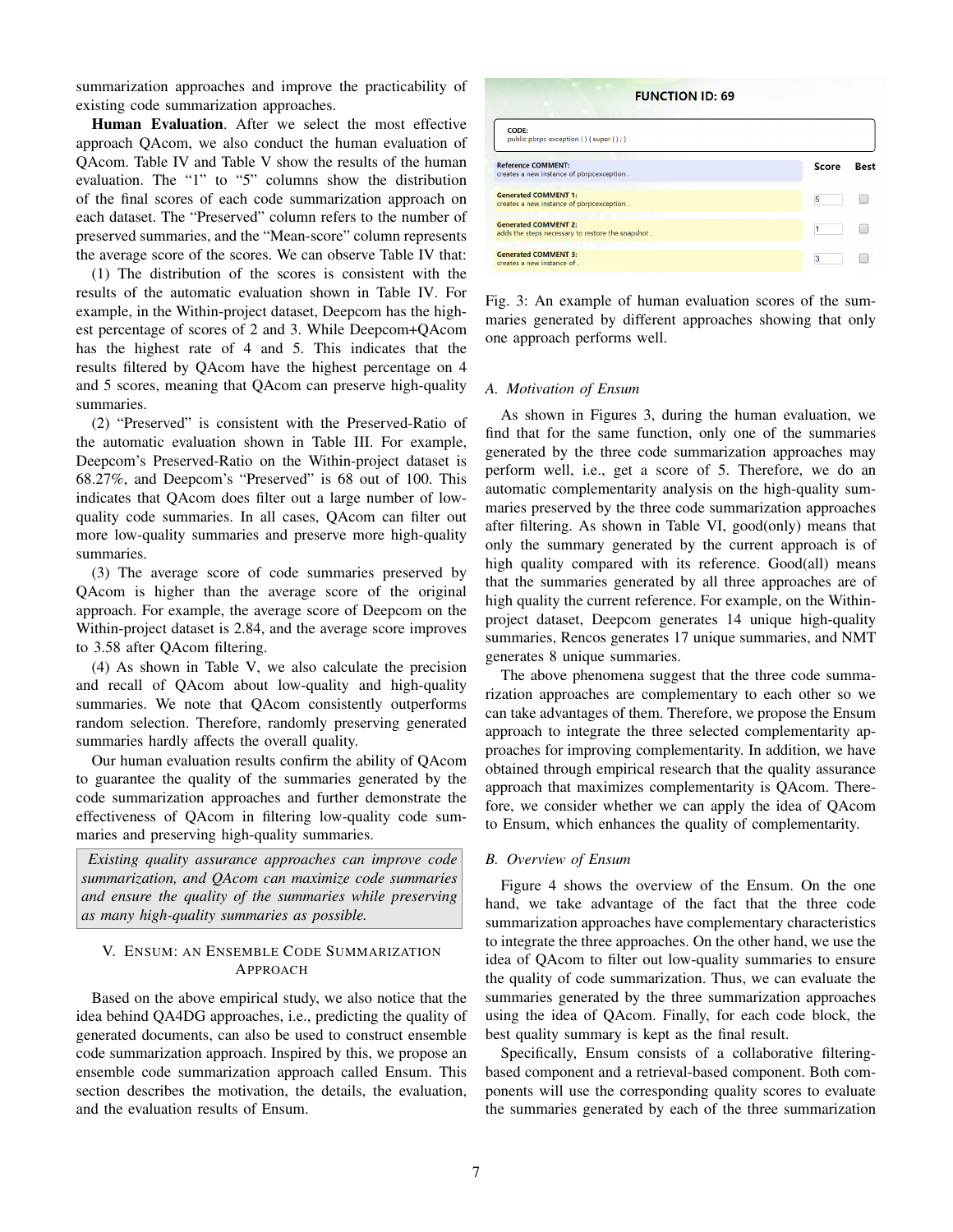summarization approaches and improve the practicability of existing code summarization approaches.

**Human Evaluation**. After we select the most effective approach QAcom, we also conduct the human evaluation of QAcom. Table IV and Table V show the results of the human evaluation. The "1" to "5" columns show the distribution of the final scores of each code summarization approach on each dataset. The "Preserved" column refers to the number of preserved summaries, and the "Mean-score" column represents the average score of the scores. We can observe Table IV that:

(1) The distribution of the scores is consistent with the results of the automatic evaluation shown in Table IV. For example, in the Within-project dataset, Deepcom has the highest percentage of scores of 2 and 3. While Deepcom+QAcom has the highest rate of 4 and 5. This indicates that the results filtered by QAcom have the highest percentage on 4 and 5 scores, meaning that QAcom can preserve high-quality summaries.

(2) "Preserved" is consistent with the Preserved-Ratio of the automatic evaluation shown in Table III. For example, Deepcom's Preserved-Ratio on the Within-project dataset is 68.27%, and Deepcom's "Preserved" is 68 out of 100. This indicates that QAcom does filter out a large number of low-quality code summaries. In all cases, QAcom can filter out more low-quality summaries and preserve more high-quality summaries.

(3) The average score of code summaries preserved by QAcom is higher than the average score of the original approach. For example, the average score of Deepcom on the Within-project dataset is 2.84, and the average score improves to 3.58 after QAcom filtering.

(4) As shown in Table V, we also calculate the precision and recall of QAcom about low-quality and high-quality summaries. We note that QAcom consistently outperforms random selection. Therefore, randomly preserving generated summaries hardly affects the overall quality.

Our human evaluation results confirm the ability of QAcom to guarantee the quality of the summaries generated by the code summarization approaches and further demonstrate the effectiveness of QAcom in filtering low-quality code summaries and preserving high-quality summaries.

> *Existing quality assurance approaches can improve code summarization, and QAcom can maximize code summaries and ensure the quality of the summaries while preserving as many high-quality summaries as possible.*

## V. Ensum: An Ensemble Code Summarization Approach

Based on the above empirical study, we also notice that the idea behind QA4DG approaches, i.e., predicting the quality of generated documents, can also be used to construct ensemble code summarization approach. Inspired by this, we propose an ensemble code summarization approach called Ensum. This section describes the motivation, the details, the evaluation, and the evaluation results of Ensum.

**FUNCTION ID: 69**

CODE:
```
public pbrpc exception ( ) { super ( ) ; }
```

| | Score | Best |
|---|---|---|
| **Reference COMMENT:** creates a new instance of pbrpcexception . | | |
| **Generated COMMENT 1:** creates a new instance of pbrpcexception . | 5 | ☐ |
| **Generated COMMENT 2:** adds the steps necessary to restore the snapshot . | 1 | ☐ |
| **Generated COMMENT 3:** creates a new instance of . | 3 | ☐ |

Fig. 3: An example of human evaluation scores of the summaries generated by different approaches showing that only one approach performs well.

### A. Motivation of Ensum

As shown in Figures 3, during the human evaluation, we find that for the same function, only one of the summaries generated by the three code summarization approaches may perform well, i.e., get a score of 5. Therefore, we do an automatic complementarity analysis on the high-quality summaries preserved by the three code summarization approaches after filtering. As shown in Table VI, good(only) means that only the summary generated by the current approach is of high quality compared with its reference. Good(all) means that the summaries generated by all three approaches are of high quality the current reference. For example, on the Within-project dataset, Deepcom generates 14 unique high-quality summaries, Rencos generates 17 unique summaries, and NMT generates 8 unique summaries.

The above phenomena suggest that the three code summarization approaches are complementary to each other so we can take advantages of them. Therefore, we propose the Ensum approach to integrate the three selected complementarity approaches for improving complementarity. In addition, we have obtained through empirical research that the quality assurance approach that maximizes complementarity is QAcom. Therefore, we consider whether we can apply the idea of QAcom to Ensum, which enhances the quality of complementarity.

### B. Overview of Ensum

Figure 4 shows the overview of the Ensum. On the one hand, we take advantage of the fact that the three code summarization approaches have complementary characteristics to integrate the three approaches. On the other hand, we use the idea of QAcom to filter out low-quality summaries to ensure the quality of code summarization. Thus, we can evaluate the summaries generated by the three summarization approaches using the idea of QAcom. Finally, for each code block, the best quality summary is kept as the final result.

Specifically, Ensum consists of a collaborative filtering-based component and a retrieval-based component. Both components will use the corresponding quality scores to evaluate the summaries generated by each of the three summarization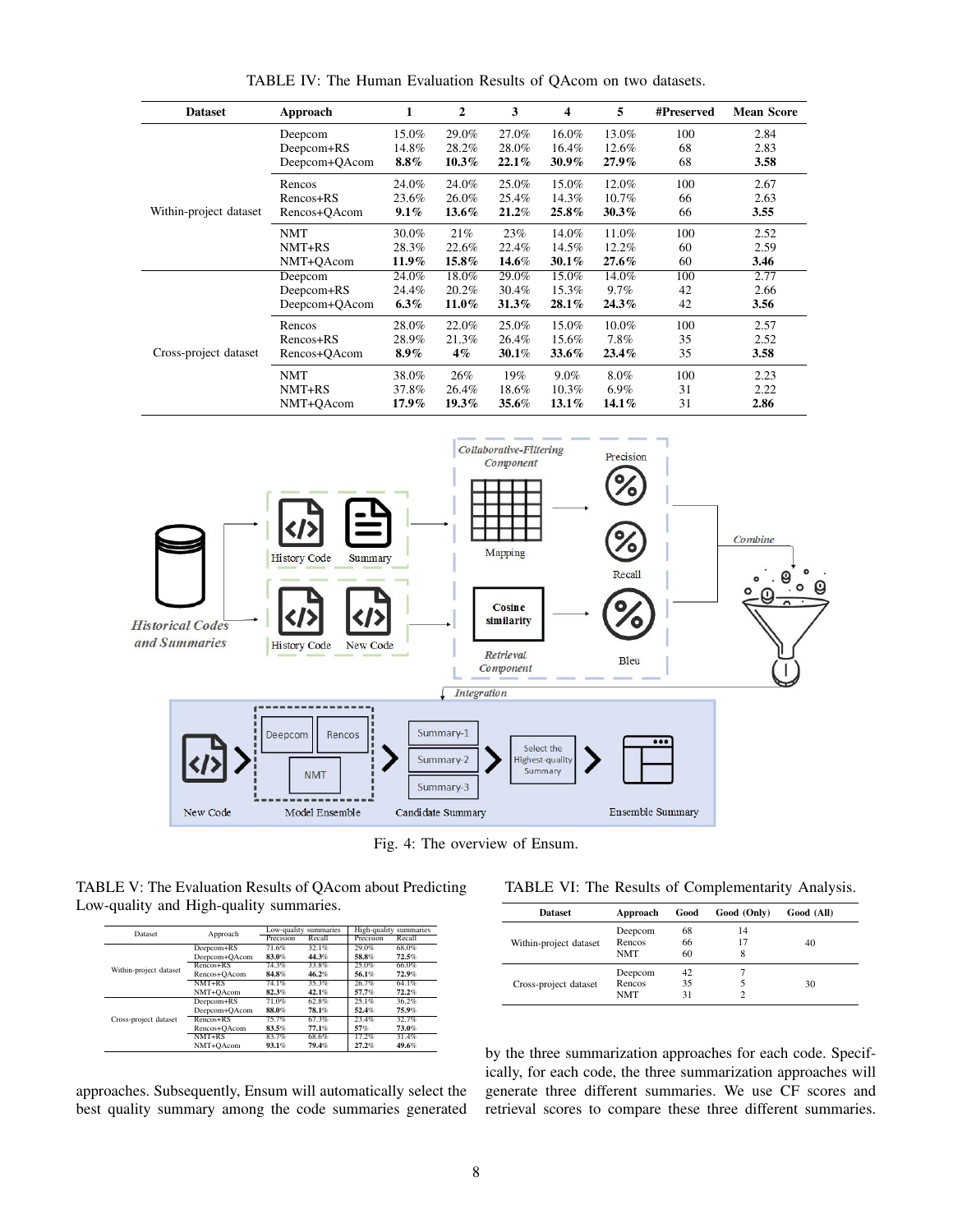TABLE IV: The Human Evaluation Results of QAcom on two datasets.

| Dataset | Approach | 1 | 2 | 3 | 4 | 5 | #Preserved | Mean Score |
|---|---|---|---|---|---|---|---|---|
| Within-project dataset | Deepcom | 15.0% | 29.0% | 27.0% | 16.0% | 13.0% | 100 | 2.84 |
| | Deepcom+RS | 14.8% | 28.2% | 28.0% | 16.4% | 12.6% | 68 | 2.83 |
| | Deepcom+QAcom | **8.8%** | **10.3%** | **22.1%** | **30.9%** | **27.9%** | 68 | **3.58** |
| | Rencos | 24.0% | 24.0% | 25.0% | 15.0% | 12.0% | 100 | 2.67 |
| | Rencos+RS | 23.6% | 26.0% | 25.4% | 14.3% | 10.7% | 66 | 2.63 |
| | Rencos+QAcom | **9.1%** | **13.6%** | **21.2%** | **25.8%** | **30.3%** | 66 | **3.55** |
| | NMT | 30.0% | 21% | 23% | 14.0% | 11.0% | 100 | 2.52 |
| | NMT+RS | 28.3% | 22.6% | 22.4% | 14.5% | 12.2% | 60 | 2.59 |
| | NMT+QAcom | **11.9%** | **15.8%** | **14.6%** | **30.1%** | **27.6%** | 60 | **3.46** |
| Cross-project dataset | Deepcom | 24.0% | 18.0% | 29.0% | 15.0% | 14.0% | 100 | 2.77 |
| | Deepcom+RS | 24.4% | 20.2% | 30.4% | 15.3% | 9.7% | 42 | 2.66 |
| | Deepcom+QAcom | **6.3%** | **11.0%** | **31.3%** | **28.1%** | **24.3%** | 42 | **3.56** |
| | Rencos | 28.0% | 22.0% | 25.0% | 15.0% | 10.0% | 100 | 2.57 |
| | Rencos+RS | 28.9% | 21.3% | 26.4% | 15.6% | 7.8% | 35 | 2.52 |
| | Rencos+QAcom | **8.9%** | **4%** | **30.1%** | **33.6%** | **23.4%** | 35 | **3.58** |
| | NMT | 38.0% | 26% | 19% | 9.0% | 8.0% | 100 | 2.23 |
| | NMT+RS | 37.8% | 26.4% | 18.6% | 10.3% | 6.9% | 31 | 2.22 |
| | NMT+QAcom | **17.9%** | **19.3%** | **35.6%** | **13.1%** | **14.1%** | 31 | **2.86** |

Fig. 4: The overview of Ensum.

TABLE V: The Evaluation Results of QAcom about Predicting Low-quality and High-quality summaries.

| Dataset | Approach | Low-quality summaries | | High-quality summaries | |
|---|---|---|---|---|---|
| | | Precision | Recall | Precision | Recall |
| Within-project dataset | Deepcom+RS | 71.6% | 32.1% | 29.0% | 68.0% |
| | Deepcom+QAcom | **83.0%** | **44.3%** | **58.8%** | **72.5%** |
| | Rencos+RS | 74.3% | 33.8% | 25.0% | 66.0% |
| | Rencos+QAcom | **84.8%** | **46.2%** | **56.1%** | **72.9%** |
| | NMT+RS | 74.1% | 35.3% | 26.7% | 64.1% |
| | NMT+QAcom | **82.3%** | **42.1%** | **57.7%** | **72.2%** |
| Cross-project dataset | Deepcom+RS | 71.0% | 62.8% | 25.1% | 36.2% |
| | Deepcom+QAcom | **88.0%** | **78.1%** | **52.4%** | **75.9%** |
| | Rencos+RS | 75.7% | 67.3% | 23.4% | 32.7% |
| | Rencos+QAcom | **83.5%** | **77.1%** | **57%** | **73.0%** |
| | NMT+RS | 83.7% | 68.6% | 17.2% | 31.4% |
| | NMT+QAcom | **93.1%** | **79.4%** | **27.2%** | **49.6%** |

approaches. Subsequently, Ensum will automatically select the best quality summary among the code summaries generated by the three summarization approaches for each code. Specifically, for each code, the three summarization approaches will generate three different summaries. We use CF scores and retrieval scores to compare these three different summaries.

TABLE VI: The Results of Complementarity Analysis.

| Dataset | Approach | Good | Good (Only) | Good (All) |
|---|---|---|---|---|
| Within-project dataset | Deepcom | 68 | 14 | 40 |
| | Rencos | 66 | 17 | |
| | NMT | 60 | 8 | |
| Cross-project dataset | Deepcom | 42 | 7 | 30 |
| | Rencos | 35 | 5 | |
| | NMT | 31 | 2 | |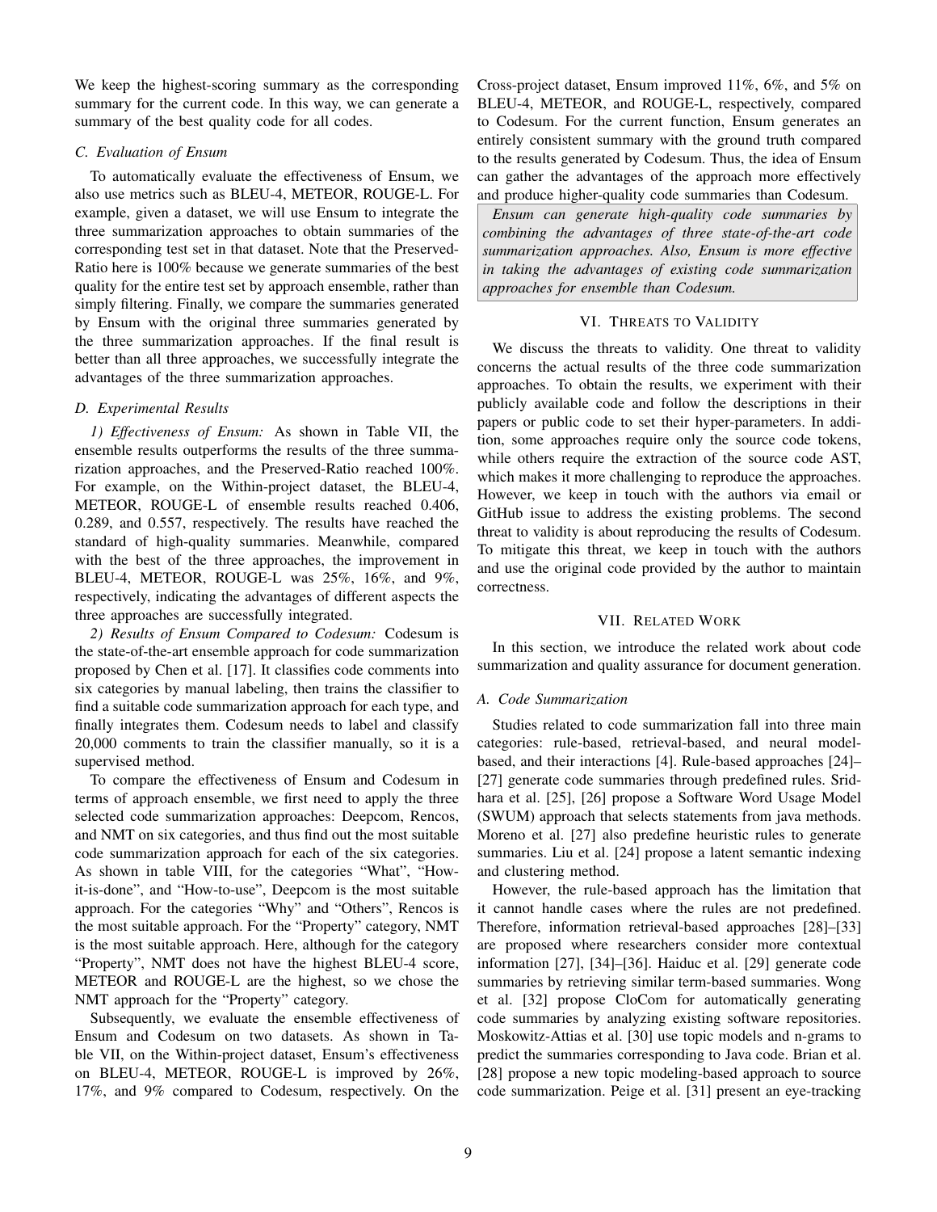We keep the highest-scoring summary as the corresponding summary for the current code. In this way, we can generate a summary of the best quality code for all codes.

### C. Evaluation of Ensum

To automatically evaluate the effectiveness of Ensum, we also use metrics such as BLEU-4, METEOR, ROUGE-L. For example, given a dataset, we will use Ensum to integrate the three summarization approaches to obtain summaries of the corresponding test set in that dataset. Note that the Preserved-Ratio here is 100% because we generate summaries of the best quality for the entire test set by approach ensemble, rather than simply filtering. Finally, we compare the summaries generated by Ensum with the original three summaries generated by the three summarization approaches. If the final result is better than all three approaches, we successfully integrate the advantages of the three summarization approaches.

### D. Experimental Results

*1) Effectiveness of Ensum:* As shown in Table VII, the ensemble results outperforms the results of the three summarization approaches, and the Preserved-Ratio reached 100%. For example, on the Within-project dataset, the BLEU-4, METEOR, ROUGE-L of ensemble results reached 0.406, 0.289, and 0.557, respectively. The results have reached the standard of high-quality summaries. Meanwhile, compared with the best of the three approaches, the improvement in BLEU-4, METEOR, ROUGE-L was 25%, 16%, and 9%, respectively, indicating the advantages of different aspects the three approaches are successfully integrated.

*2) Results of Ensum Compared to Codesum:* Codesum is the state-of-the-art ensemble approach for code summarization proposed by Chen et al. [17]. It classifies code comments into six categories by manual labeling, then trains the classifier to find a suitable code summarization approach for each type, and finally integrates them. Codesum needs to label and classify 20,000 comments to train the classifier manually, so it is a supervised method.

To compare the effectiveness of Ensum and Codesum in terms of approach ensemble, we first need to apply the three selected code summarization approaches: Deepcom, Rencos, and NMT on six categories, and thus find out the most suitable code summarization approach for each of the six categories. As shown in table VIII, for the categories "What", "How-it-is-done", and "How-to-use", Deepcom is the most suitable approach. For the categories "Why" and "Others", Rencos is the most suitable approach. For the "Property" category, NMT is the most suitable approach. Here, although for the category "Property", NMT does not have the highest BLEU-4 score, METEOR and ROUGE-L are the highest, so we chose the NMT approach for the "Property" category.

Subsequently, we evaluate the ensemble effectiveness of Ensum and Codesum on two datasets. As shown in Table VII, on the Within-project dataset, Ensum's effectiveness on BLEU-4, METEOR, ROUGE-L is improved by 26%, 17%, and 9% compared to Codesum, respectively. On the Cross-project dataset, Ensum improved 11%, 6%, and 5% on BLEU-4, METEOR, and ROUGE-L, respectively, compared to Codesum. For the current function, Ensum generates an entirely consistent summary with the ground truth compared to the results generated by Codesum. Thus, the idea of Ensum can gather the advantages of the approach more effectively and produce higher-quality code summaries than Codesum.

> *Ensum can generate high-quality code summaries by combining the advantages of three state-of-the-art code summarization approaches. Also, Ensum is more effective in taking the advantages of existing code summarization approaches for ensemble than Codesum.*

## VI. Threats to Validity

We discuss the threats to validity. One threat to validity concerns the actual results of the three code summarization approaches. To obtain the results, we experiment with their publicly available code and follow the descriptions in their papers or public code to set their hyper-parameters. In addition, some approaches require only the source code tokens, while others require the extraction of the source code AST, which makes it more challenging to reproduce the approaches. However, we keep in touch with the authors via email or GitHub issue to address the existing problems. The second threat to validity is about reproducing the results of Codesum. To mitigate this threat, we keep in touch with the authors and use the original code provided by the author to maintain correctness.

## VII. Related Work

In this section, we introduce the related work about code summarization and quality assurance for document generation.

### A. Code Summarization

Studies related to code summarization fall into three main categories: rule-based, retrieval-based, and neural model-based, and their interactions [4]. Rule-based approaches [24]–[27] generate code summaries through predefined rules. Sridhara et al. [25], [26] propose a Software Word Usage Model (SWUM) approach that selects statements from java methods. Moreno et al. [27] also predefine heuristic rules to generate summaries. Liu et al. [24] propose a latent semantic indexing and clustering method.

However, the rule-based approach has the limitation that it cannot handle cases where the rules are not predefined. Therefore, information retrieval-based approaches [28]–[33] are proposed where researchers consider more contextual information [27], [34]–[36]. Haiduc et al. [29] generate code summaries by retrieving similar term-based summaries. Wong et al. [32] propose CloCom for automatically generating code summaries by analyzing existing software repositories. Moskowitz-Attias et al. [30] use topic models and n-grams to predict the summaries corresponding to Java code. Brian et al. [28] propose a new topic modeling-based approach to source code summarization. Peige et al. [31] present an eye-tracking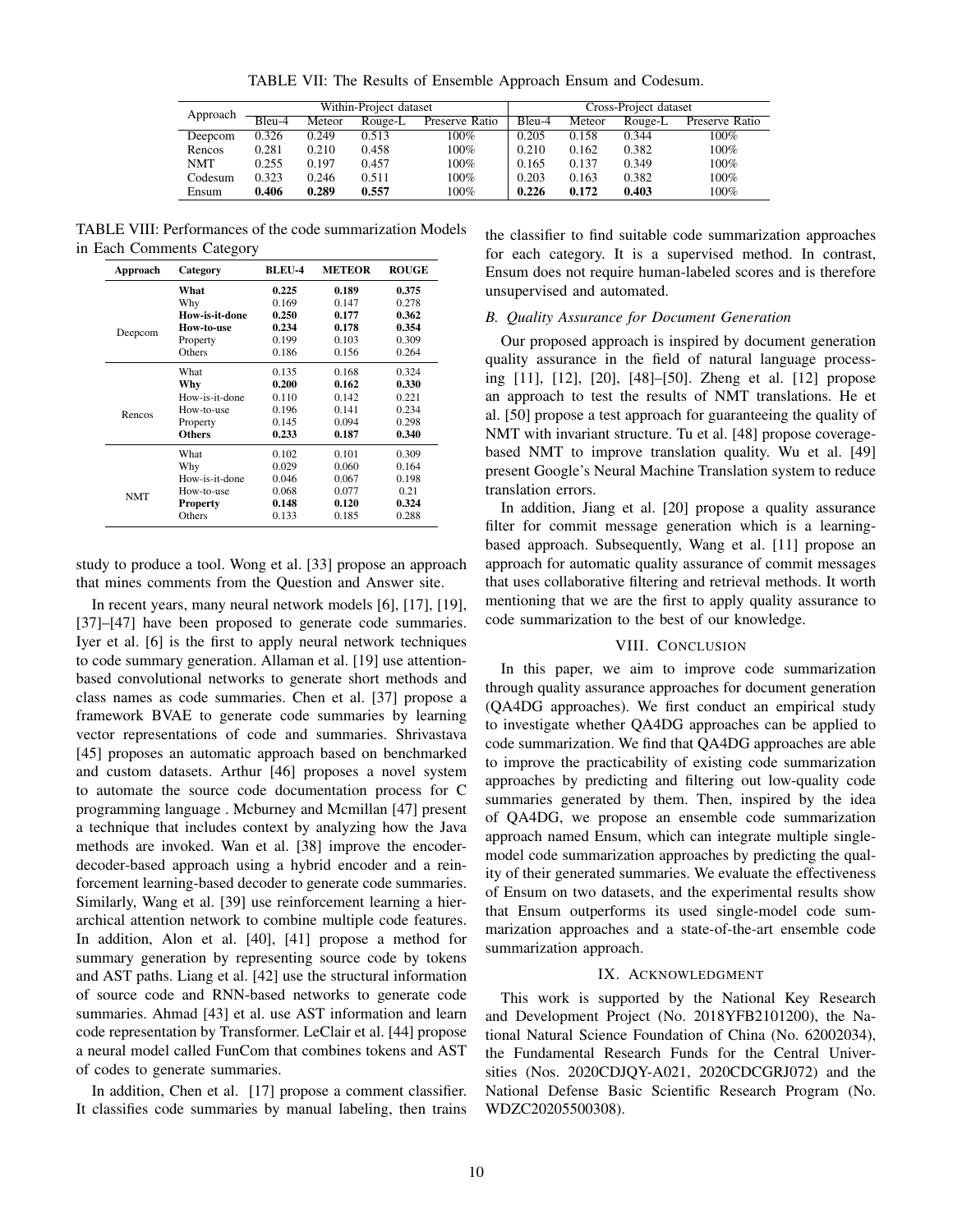TABLE VII: The Results of Ensemble Approach Ensum and Codesum.

| Approach | Within-Project dataset | | | | Cross-Project dataset | | | |
|---|---|---|---|---|---|---|---|---|
| | Bleu-4 | Meteor | Rouge-L | Preserve Ratio | Bleu-4 | Meteor | Rouge-L | Preserve Ratio |
| Deepcom | 0.326 | 0.249 | 0.513 | 100% | 0.205 | 0.158 | 0.344 | 100% |
| Rencos | 0.281 | 0.210 | 0.458 | 100% | 0.210 | 0.162 | 0.382 | 100% |
| NMT | 0.255 | 0.197 | 0.457 | 100% | 0.165 | 0.137 | 0.349 | 100% |
| Codesum | 0.323 | 0.246 | 0.511 | 100% | 0.203 | 0.163 | 0.382 | 100% |
| Ensum | **0.406** | **0.289** | **0.557** | 100% | **0.226** | **0.172** | **0.403** | 100% |

TABLE VIII: Performances of the code summarization Models in Each Comments Category

| Approach | Category | BLEU-4 | METEOR | ROUGE |
|---|---|---|---|---|
| Deepcom | **What** | **0.225** | **0.189** | **0.375** |
| | Why | 0.169 | 0.147 | 0.278 |
| | **How-is-it-done** | **0.250** | **0.177** | **0.362** |
| | **How-to-use** | **0.234** | **0.178** | **0.354** |
| | Property | 0.199 | 0.103 | 0.309 |
| | Others | 0.186 | 0.156 | 0.264 |
| Rencos | What | 0.135 | 0.168 | 0.324 |
| | **Why** | **0.200** | **0.162** | **0.330** |
| | How-is-it-done | 0.110 | 0.142 | 0.221 |
| | How-to-use | 0.196 | 0.141 | 0.234 |
| | Property | 0.145 | 0.094 | 0.298 |
| | **Others** | **0.233** | **0.187** | **0.340** |
| NMT | What | 0.102 | 0.101 | 0.309 |
| | Why | 0.029 | 0.060 | 0.164 |
| | How-is-it-done | 0.046 | 0.067 | 0.198 |
| | How-to-use | 0.068 | 0.077 | 0.21 |
| | **Property** | **0.148** | **0.120** | **0.324** |
| | Others | 0.133 | 0.185 | 0.288 |

study to produce a tool. Wong et al. [33] propose an approach that mines comments from the Question and Answer site.

In recent years, many neural network models [6], [17], [19], [37]–[47] have been proposed to generate code summaries. Iyer et al. [6] is the first to apply neural network techniques to code summary generation. Allaman et al. [19] use attention-based convolutional networks to generate short methods and class names as code summaries. Chen et al. [37] propose a framework BVAE to generate code summaries by learning vector representations of code and summaries. Shrivastava [45] proposes an automatic approach based on benchmarked and custom datasets. Arthur [46] proposes a novel system to automate the source code documentation process for C programming language . Mcburney and Mcmillan [47] present a technique that includes context by analyzing how the Java methods are invoked. Wan et al. [38] improve the encoder-decoder-based approach using a hybrid encoder and a reinforcement learning-based decoder to generate code summaries. Similarly, Wang et al. [39] use reinforcement learning a hierarchical attention network to combine multiple code features. In addition, Alon et al. [40], [41] propose a method for summary generation by representing source code by tokens and AST paths. Liang et al. [42] use the structural information of source code and RNN-based networks to generate code summaries. Ahmad [43] et al. use AST information and learn code representation by Transformer. LeClair et al. [44] propose a neural model called FunCom that combines tokens and AST of codes to generate summaries.

In addition, Chen et al. [17] propose a comment classifier. It classifies code summaries by manual labeling, then trains the classifier to find suitable code summarization approaches for each category. It is a supervised method. In contrast, Ensum does not require human-labeled scores and is therefore unsupervised and automated.

### *B. Quality Assurance for Document Generation*

Our proposed approach is inspired by document generation quality assurance in the field of natural language processing [11], [12], [20], [48]–[50]. Zheng et al. [12] propose an approach to test the results of NMT translations. He et al. [50] propose a test approach for guaranteeing the quality of NMT with invariant structure. Tu et al. [48] propose coverage-based NMT to improve translation quality. Wu et al. [49] present Google's Neural Machine Translation system to reduce translation errors.

In addition, Jiang et al. [20] propose a quality assurance filter for commit message generation which is a learning-based approach. Subsequently, Wang et al. [11] propose an approach for automatic quality assurance of commit messages that uses collaborative filtering and retrieval methods. It worth mentioning that we are the first to apply quality assurance to code summarization to the best of our knowledge.

## VIII. Conclusion

In this paper, we aim to improve code summarization through quality assurance approaches for document generation (QA4DG approaches). We first conduct an empirical study to investigate whether QA4DG approaches can be applied to code summarization. We find that QA4DG approaches are able to improve the practicability of existing code summarization approaches by predicting and filtering out low-quality code summaries generated by them. Then, inspired by the idea of QA4DG, we propose an ensemble code summarization approach named Ensum, which can integrate multiple single-model code summarization approaches by predicting the quality of their generated summaries. We evaluate the effectiveness of Ensum on two datasets, and the experimental results show that Ensum outperforms its used single-model code summarization approaches and a state-of-the-art ensemble code summarization approach.

## IX. Acknowledgment

This work is supported by the National Key Research and Development Project (No. 2018YFB2101200), the National Natural Science Foundation of China (No. 62002034), the Fundamental Research Funds for the Central Universities (Nos. 2020CDJQY-A021, 2020CDCGRJ072) and the National Defense Basic Scientific Research Program (No. WDZC20205500308).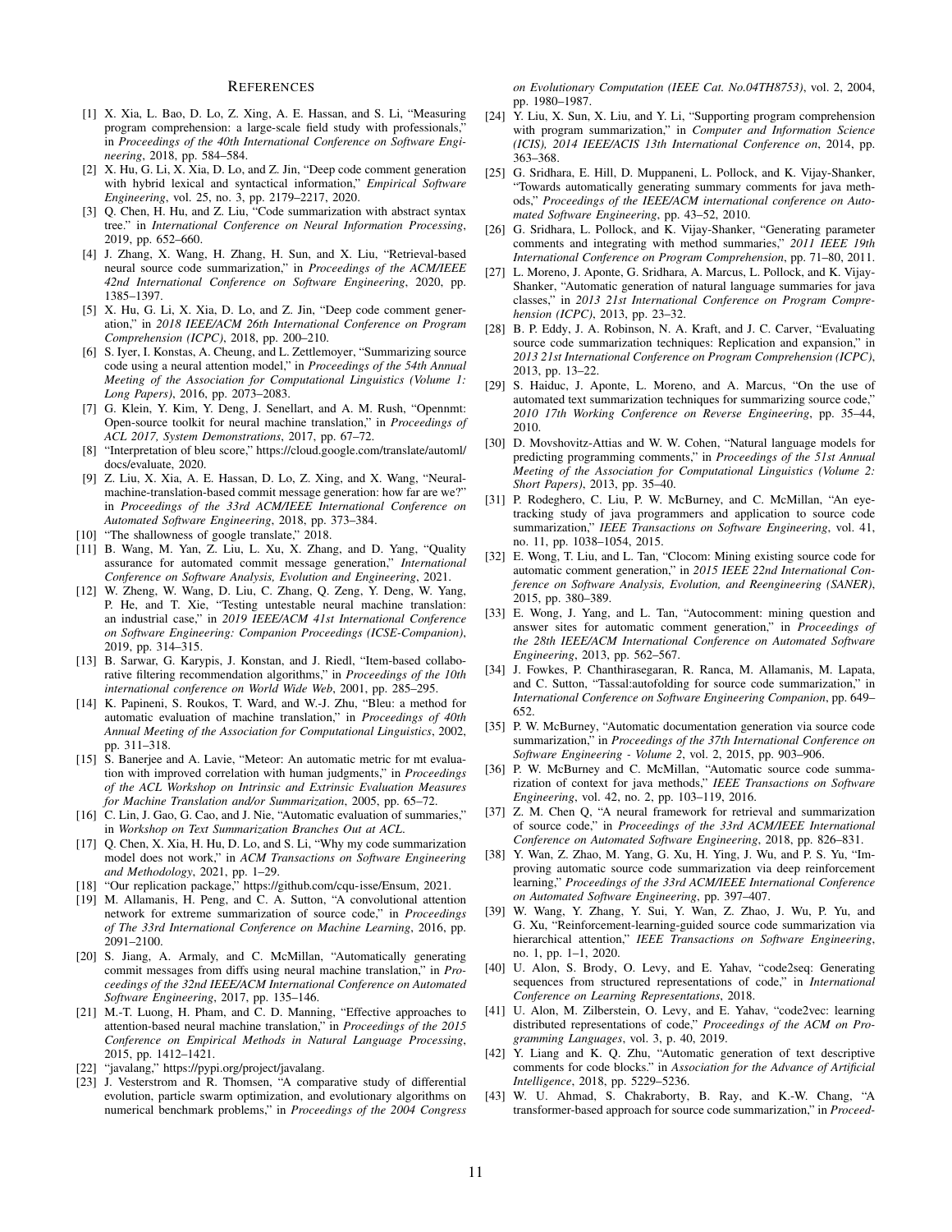## References

[1] X. Xia, L. Bao, D. Lo, Z. Xing, A. E. Hassan, and S. Li, "Measuring program comprehension: a large-scale field study with professionals," in *Proceedings of the 40th International Conference on Software Engineering*, 2018, pp. 584–584.

[2] X. Hu, G. Li, X. Xia, D. Lo, and Z. Jin, "Deep code comment generation with hybrid lexical and syntactical information," *Empirical Software Engineering*, vol. 25, no. 3, pp. 2179–2217, 2020.

[3] Q. Chen, H. Hu, and Z. Liu, "Code summarization with abstract syntax tree." in *International Conference on Neural Information Processing*, 2019, pp. 652–660.

[4] J. Zhang, X. Wang, H. Zhang, H. Sun, and X. Liu, "Retrieval-based neural source code summarization," in *Proceedings of the ACM/IEEE 42nd International Conference on Software Engineering*, 2020, pp. 1385–1397.

[5] X. Hu, G. Li, X. Xia, D. Lo, and Z. Jin, "Deep code comment generation," in *2018 IEEE/ACM 26th International Conference on Program Comprehension (ICPC)*, 2018, pp. 200–210.

[6] S. Iyer, I. Konstas, A. Cheung, and L. Zettlemoyer, "Summarizing source code using a neural attention model," in *Proceedings of the 54th Annual Meeting of the Association for Computational Linguistics (Volume 1: Long Papers)*, 2016, pp. 2073–2083.

[7] G. Klein, Y. Kim, Y. Deng, J. Senellart, and A. M. Rush, "Opennmt: Open-source toolkit for neural machine translation," in *Proceedings of ACL 2017, System Demonstrations*, 2017, pp. 67–72.

[8] "Interpretation of bleu score," https://cloud.google.com/translate/automl/docs/evaluate, 2020.

[9] Z. Liu, X. Xia, A. E. Hassan, D. Lo, Z. Xing, and X. Wang, "Neural-machine-translation-based commit message generation: how far are we?" in *Proceedings of the 33rd ACM/IEEE International Conference on Automated Software Engineering*, 2018, pp. 373–384.

[10] "The shallowness of google translate," 2018.

[11] B. Wang, M. Yan, Z. Liu, L. Xu, X. Zhang, and D. Yang, "Quality assurance for automated commit message generation," *International Conference on Software Analysis, Evolution and Engineering*, 2021.

[12] W. Zheng, W. Wang, D. Liu, C. Zhang, Q. Zeng, Y. Deng, W. Yang, P. He, and T. Xie, "Testing untestable neural machine translation: an industrial case," in *2019 IEEE/ACM 41st International Conference on Software Engineering: Companion Proceedings (ICSE-Companion)*, 2019, pp. 314–315.

[13] B. Sarwar, G. Karypis, J. Konstan, and J. Riedl, "Item-based collaborative filtering recommendation algorithms," in *Proceedings of the 10th international conference on World Wide Web*, 2001, pp. 285–295.

[14] K. Papineni, S. Roukos, T. Ward, and W.-J. Zhu, "Bleu: a method for automatic evaluation of machine translation," in *Proceedings of 40th Annual Meeting of the Association for Computational Linguistics*, 2002, pp. 311–318.

[15] S. Banerjee and A. Lavie, "Meteor: An automatic metric for mt evaluation with improved correlation with human judgments," in *Proceedings of the ACL Workshop on Intrinsic and Extrinsic Evaluation Measures for Machine Translation and/or Summarization*, 2005, pp. 65–72.

[16] C. Lin, J. Gao, G. Cao, and J. Nie, "Automatic evaluation of summaries," in *Workshop on Text Summarization Branches Out at ACL*.

[17] Q. Chen, X. Xia, H. Hu, D. Lo, and S. Li, "Why my code summarization model does not work," in *ACM Transactions on Software Engineering and Methodology*, 2021, pp. 1–29.

[18] "Our replication package," https://github.com/cqu-isse/Ensum, 2021.

[19] M. Allamanis, H. Peng, and C. A. Sutton, "A convolutional attention network for extreme summarization of source code," in *Proceedings of The 33rd International Conference on Machine Learning*, 2016, pp. 2091–2100.

[20] S. Jiang, A. Armaly, and C. McMillan, "Automatically generating commit messages from diffs using neural machine translation," in *Proceedings of the 32nd IEEE/ACM International Conference on Automated Software Engineering*, 2017, pp. 135–146.

[21] M.-T. Luong, H. Pham, and C. D. Manning, "Effective approaches to attention-based neural machine translation," in *Proceedings of the 2015 Conference on Empirical Methods in Natural Language Processing*, 2015, pp. 1412–1421.

[22] "javalang," https://pypi.org/project/javalang.

[23] J. Vesterstrom and R. Thomsen, "A comparative study of differential evolution, particle swarm optimization, and evolutionary algorithms on numerical benchmark problems," in *Proceedings of the 2004 Congress on Evolutionary Computation (IEEE Cat. No.04TH8753)*, vol. 2, 2004, pp. 1980–1987.

[24] Y. Liu, X. Sun, X. Liu, and Y. Li, "Supporting program comprehension with program summarization," in *Computer and Information Science (ICIS), 2014 IEEE/ACIS 13th International Conference on*, 2014, pp. 363–368.

[25] G. Sridhara, E. Hill, D. Muppaneni, L. Pollock, and K. Vijay-Shanker, "Towards automatically generating summary comments for java methods," *Proceedings of the IEEE/ACM international conference on Automated Software Engineering*, pp. 43–52, 2010.

[26] G. Sridhara, L. Pollock, and K. Vijay-Shanker, "Generating parameter comments and integrating with method summaries," *2011 IEEE 19th International Conference on Program Comprehension*, pp. 71–80, 2011.

[27] L. Moreno, J. Aponte, G. Sridhara, A. Marcus, L. Pollock, and K. Vijay-Shanker, "Automatic generation of natural language summaries for java classes," in *2013 21st International Conference on Program Comprehension (ICPC)*, 2013, pp. 23–32.

[28] B. P. Eddy, J. A. Robinson, N. A. Kraft, and J. C. Carver, "Evaluating source code summarization techniques: Replication and expansion," in *2013 21st International Conference on Program Comprehension (ICPC)*, 2013, pp. 13–22.

[29] S. Haiduc, J. Aponte, L. Moreno, and A. Marcus, "On the use of automated text summarization techniques for summarizing source code," *2010 17th Working Conference on Reverse Engineering*, pp. 35–44, 2010.

[30] D. Movshovitz-Attias and W. W. Cohen, "Natural language models for predicting programming comments," in *Proceedings of the 51st Annual Meeting of the Association for Computational Linguistics (Volume 2: Short Papers)*, 2013, pp. 35–40.

[31] P. Rodeghero, C. Liu, P. W. McBurney, and C. McMillan, "An eye-tracking study of java programmers and application to source code summarization," *IEEE Transactions on Software Engineering*, vol. 41, no. 11, pp. 1038–1054, 2015.

[32] E. Wong, T. Liu, and L. Tan, "Clocom: Mining existing source code for automatic comment generation," in *2015 IEEE 22nd International Conference on Software Analysis, Evolution, and Reengineering (SANER)*, 2015, pp. 380–389.

[33] E. Wong, J. Yang, and L. Tan, "Autocomment: mining question and answer sites for automatic comment generation," in *Proceedings of the 28th IEEE/ACM International Conference on Automated Software Engineering*, 2013, pp. 562–567.

[34] J. Fowkes, P. Chanthirasegaran, R. Ranca, M. Allamanis, M. Lapata, and C. Sutton, "Tassal:autofolding for source code summarization," in *International Conference on Software Engineering Companion*, pp. 649–652.

[35] P. W. McBurney, "Automatic documentation generation via source code summarization," in *Proceedings of the 37th International Conference on Software Engineering - Volume 2*, vol. 2, 2015, pp. 903–906.

[36] P. W. McBurney and C. McMillan, "Automatic source code summarization of context for java methods," *IEEE Transactions on Software Engineering*, vol. 42, no. 2, pp. 103–119, 2016.

[37] Z. M. Chen Q, "A neural framework for retrieval and summarization of source code," in *Proceedings of the 33rd ACM/IEEE International Conference on Automated Software Engineering*, 2018, pp. 826–831.

[38] Y. Wan, Z. Zhao, M. Yang, G. Xu, H. Ying, J. Wu, and P. S. Yu, "Improving automatic source code summarization via deep reinforcement learning," *Proceedings of the 33rd ACM/IEEE International Conference on Automated Software Engineering*, pp. 397–407.

[39] W. Wang, Y. Zhang, Y. Sui, Y. Wan, Z. Zhao, J. Wu, P. Yu, and G. Xu, "Reinforcement-learning-guided source code summarization via hierarchical attention," *IEEE Transactions on Software Engineering*, no. 1, pp. 1–1, 2020.

[40] U. Alon, S. Brody, O. Levy, and E. Yahav, "code2seq: Generating sequences from structured representations of code," in *International Conference on Learning Representations*, 2018.

[41] U. Alon, M. Zilberstein, O. Levy, and E. Yahav, "code2vec: learning distributed representations of code," *Proceedings of the ACM on Programming Languages*, vol. 3, p. 40, 2019.

[42] Y. Liang and K. Q. Zhu, "Automatic generation of text descriptive comments for code blocks." in *Association for the Advance of Artificial Intelligence*, 2018, pp. 5229–5236.

[43] W. U. Ahmad, S. Chakraborty, B. Ray, and K.-W. Chang, "A transformer-based approach for source code summarization," in *Proceed-*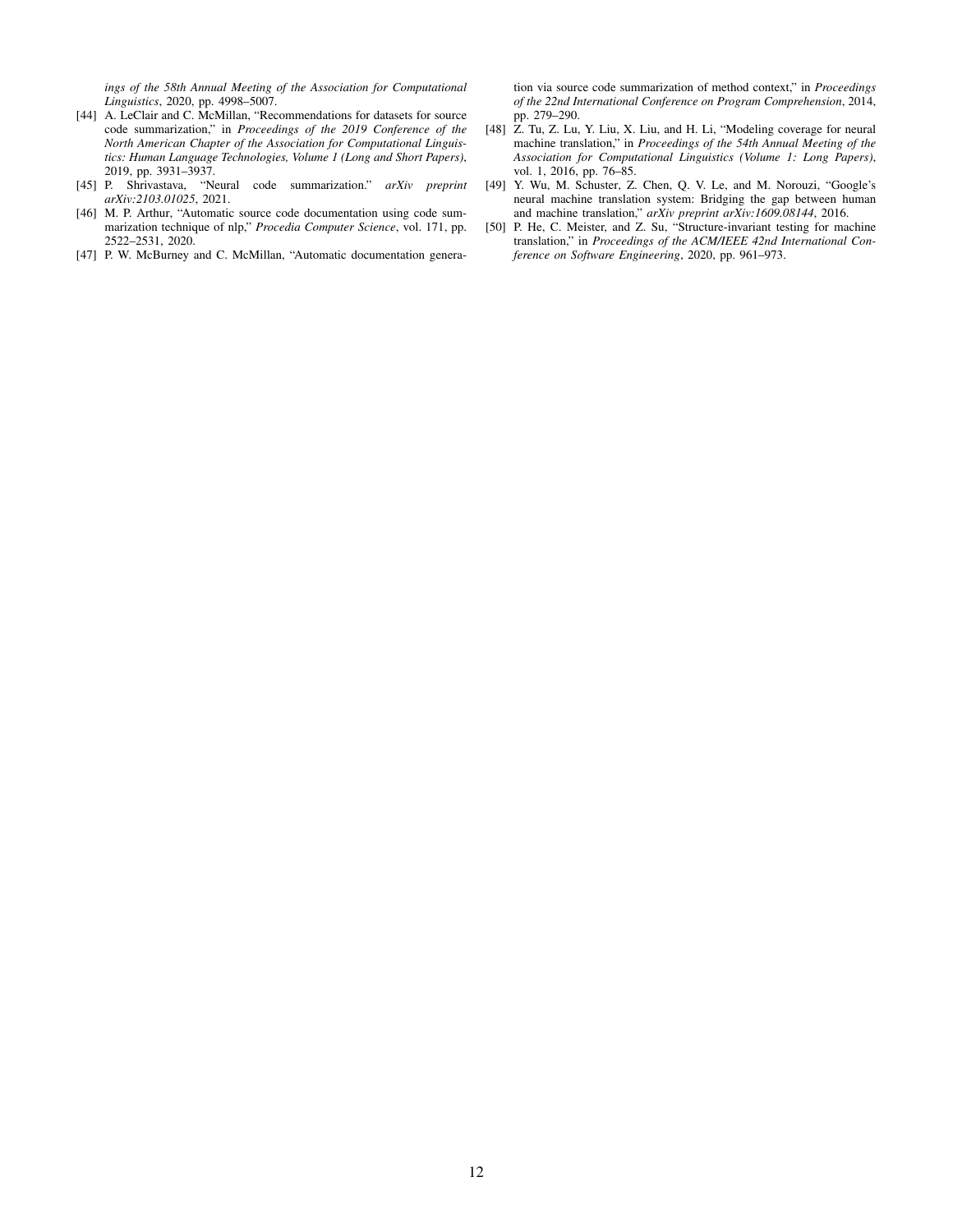*ings of the 58th Annual Meeting of the Association for Computational Linguistics*, 2020, pp. 4998–5007.

[44] A. LeClair and C. McMillan, "Recommendations for datasets for source code summarization," in *Proceedings of the 2019 Conference of the North American Chapter of the Association for Computational Linguistics: Human Language Technologies, Volume 1 (Long and Short Papers)*, 2019, pp. 3931–3937.

[45] P. Shrivastava, "Neural code summarization." *arXiv preprint arXiv:2103.01025*, 2021.

[46] M. P. Arthur, "Automatic source code documentation using code summarization technique of nlp," *Procedia Computer Science*, vol. 171, pp. 2522–2531, 2020.

[47] P. W. McBurney and C. McMillan, "Automatic documentation generation via source code summarization of method context," in *Proceedings of the 22nd International Conference on Program Comprehension*, 2014, pp. 279–290.

[48] Z. Tu, Z. Lu, Y. Liu, X. Liu, and H. Li, "Modeling coverage for neural machine translation," in *Proceedings of the 54th Annual Meeting of the Association for Computational Linguistics (Volume 1: Long Papers)*, vol. 1, 2016, pp. 76–85.

[49] Y. Wu, M. Schuster, Z. Chen, Q. V. Le, and M. Norouzi, "Google's neural machine translation system: Bridging the gap between human and machine translation," *arXiv preprint arXiv:1609.08144*, 2016.

[50] P. He, C. Meister, and Z. Su, "Structure-invariant testing for machine translation," in *Proceedings of the ACM/IEEE 42nd International Conference on Software Engineering*, 2020, pp. 961–973.